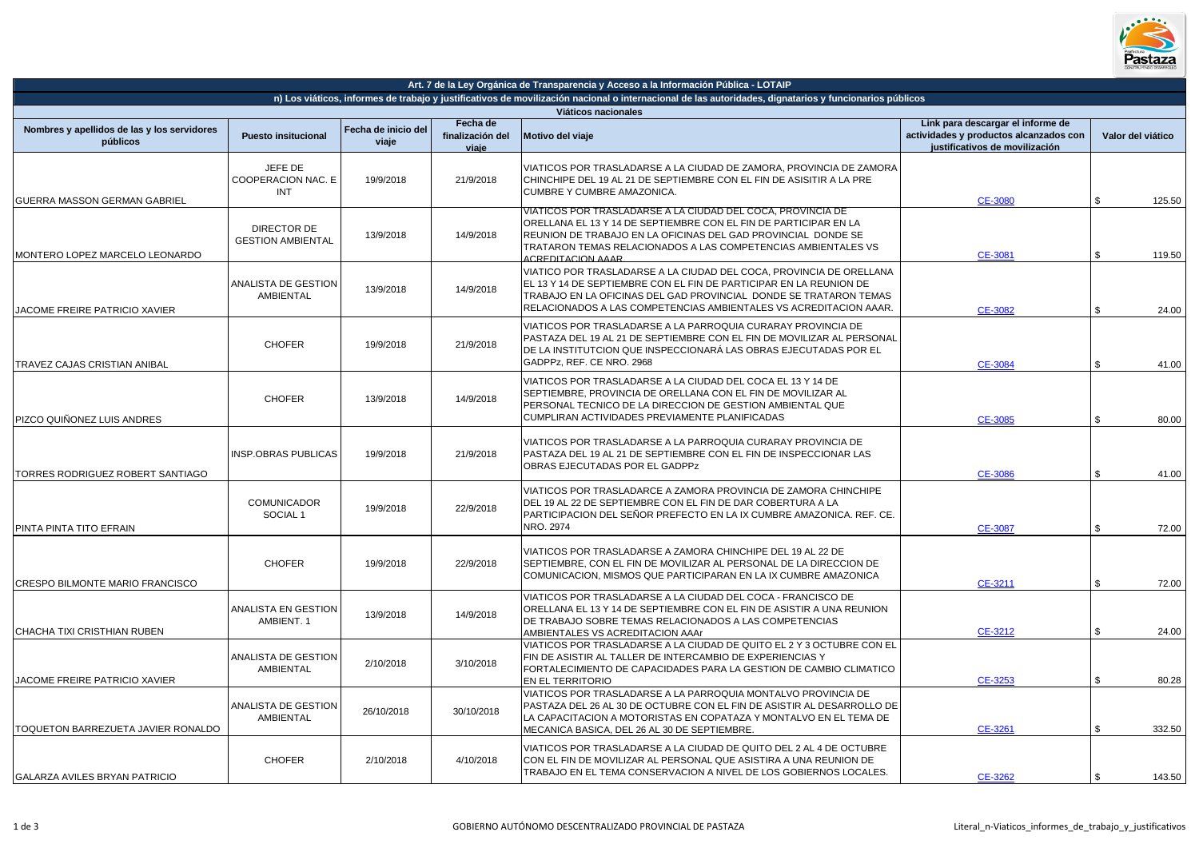| Art. 7 de la Ley Orgánica de Transparencia y Acceso a la Información Pública - LOTAIP | | | | | | |
|---|---|---|---|---|---|---|
| n) Los viáticos, informes de trabajo y justificativos de movilización nacional o internacional de las autoridades, dignatarios y funcionarios públicos | | | | | | |
| Viáticos nacionales | | | | | | |
| **Nombres y apellidos de las y los servidores públicos** | **Puesto insitucional** | **Fecha de inicio del viaje** | **Fecha de finalización del viaje** | **Motivo del viaje** | **Link para descargar el informe de actividades y productos alcanzados con justificativos de movilización** | **Valor del viático** |
| GUERRA MASSON GERMAN GABRIEL | JEFE DE COOPERACION NAC. E INT | 19/9/2018 | 21/9/2018 | VIATICOS POR TRASLADARSE A LA CIUDAD DE ZAMORA, PROVINCIA DE ZAMORA CHINCHIPE DEL 19 AL 21 DE SEPTIEMBRE CON EL FIN DE ASISITIR A LA PRE CUMBRE Y CUMBRE AMAZONICA. | CE-3080 | $ 125.50 |
| MONTERO LOPEZ MARCELO LEONARDO | DIRECTOR DE GESTION AMBIENTAL | 13/9/2018 | 14/9/2018 | VIATICOS POR TRASLADARSE A LA CIUDAD DEL COCA, PROVINCIA DE ORELLANA EL 13 Y 14 DE SEPTIEMBRE CON EL FIN DE PARTICIPAR EN LA REUNION DE TRABAJO EN LA OFICINAS DEL GAD PROVINCIAL DONDE SE TRATARON TEMAS RELACIONADOS A LAS COMPETENCIAS AMBIENTALES VS ACREDITACION AAAR | CE-3081 | $ 119.50 |
| JACOME FREIRE PATRICIO XAVIER | ANALISTA DE GESTION AMBIENTAL | 13/9/2018 | 14/9/2018 | VIATICO POR TRASLADARSE A LA CIUDAD DEL COCA, PROVINCIA DE ORELLANA EL 13 Y 14 DE SEPTIEMBRE CON EL FIN DE PARTICIPAR EN LA REUNION DE TRABAJO EN LA OFICINAS DEL GAD PROVINCIAL DONDE SE TRATARON TEMAS RELACIONADOS A LAS COMPETENCIAS AMBIENTALES VS ACREDITACION AAAR. | CE-3082 | $ 24.00 |
| TRAVEZ CAJAS CRISTIAN ANIBAL | CHOFER | 19/9/2018 | 21/9/2018 | VIATICOS POR TRASLADARSE A LA PARROQUIA CURARAY PROVINCIA DE PASTAZA DEL 19 AL 21 DE SEPTIEMBRE CON EL FIN DE MOVILIZAR AL PERSONAL DE LA INSTITUTCION QUE INSPECCIONARÁ LAS OBRAS EJECUTADAS POR EL GADPPz, REF. CE NRO. 2968 | CE-3084 | $ 41.00 |
| PIZCO QUIÑONEZ LUIS ANDRES | CHOFER | 13/9/2018 | 14/9/2018 | VIATICOS POR TRASLADARSE A LA CIUDAD DEL COCA EL 13 Y 14 DE SEPTIEMBRE, PROVINCIA DE ORELLANA CON EL FIN DE MOVILIZAR AL PERSONAL TECNICO DE LA DIRECCION DE GESTION AMBIENTAL QUE CUMPLIRAN ACTIVIDADES PREVIAMENTE PLANIFICADAS | CE-3085 | $ 80.00 |
| TORRES RODRIGUEZ ROBERT SANTIAGO | INSP.OBRAS PUBLICAS | 19/9/2018 | 21/9/2018 | VIATICOS POR TRASLADARSE A LA PARROQUIA CURARAY PROVINCIA DE PASTAZA DEL 19 AL 21 DE SEPTIEMBRE CON EL FIN DE INSPECCIONAR LAS OBRAS EJECUTADAS POR EL GADPPz | CE-3086 | $ 41.00 |
| PINTA PINTA TITO EFRAIN | COMUNICADOR SOCIAL 1 | 19/9/2018 | 22/9/2018 | VIATICOS POR TRASLADARCE A ZAMORA PROVINCIA DE ZAMORA CHINCHIPE DEL 19 AL 22 DE SEPTIEMBRE CON EL FIN DE DAR COBERTURA A LA PARTICIPACION DEL SEÑOR PREFECTO EN LA IX CUMBRE AMAZONICA. REF. CE. NRO. 2974 | CE-3087 | $ 72.00 |
| CRESPO BILMONTE MARIO FRANCISCO | CHOFER | 19/9/2018 | 22/9/2018 | VIATICOS POR TRASLADARSE A ZAMORA CHINCHIPE DEL 19 AL 22 DE SEPTIEMBRE, CON EL FIN DE MOVILIZAR AL PERSONAL DE LA DIRECCION DE COMUNICACION, MISMOS QUE PARTICIPARAN EN LA IX CUMBRE AMAZONICA | CE-3211 | $ 72.00 |
| CHACHA TIXI CRISTHIAN RUBEN | ANALISTA EN GESTION AMBIENT. 1 | 13/9/2018 | 14/9/2018 | VIATICOS POR TRASLADARSE A LA CIUDAD DEL COCA - FRANCISCO DE ORELLANA EL 13 Y 14 DE SEPTIEMBRE CON EL FIN DE ASISTIR A UNA REUNION DE TRABAJO SOBRE TEMAS RELACIONADOS A LAS COMPETENCIAS AMBIENTALES VS ACREDITACION AAAr | CE-3212 | $ 24.00 |
| JACOME FREIRE PATRICIO XAVIER | ANALISTA DE GESTION AMBIENTAL | 2/10/2018 | 3/10/2018 | VIATICOS POR TRASLADARSE A LA CIUDAD DE QUITO EL 2 Y 3 OCTUBRE CON EL FIN DE ASISTIR AL TALLER DE INTERCAMBIO DE EXPERIENCIAS Y FORTALECIMIENTO DE CAPACIDADES PARA LA GESTION DE CAMBIO CLIMATICO EN EL TERRITORIO | CE-3253 | $ 80.28 |
| TOQUETON BARREZUETA JAVIER RONALDO | ANALISTA DE GESTION AMBIENTAL | 26/10/2018 | 30/10/2018 | VIATICOS POR TRASLADARSE A LA PARROQUIA MONTALVO PROVINCIA DE PASTAZA DEL 26 AL 30 DE OCTUBRE CON EL FIN DE ASISTIR AL DESARROLLO DE LA CAPACITACION A MOTORISTAS EN COPATAZA Y MONTALVO EN EL TEMA DE MECANICA BASICA, DEL 26 AL 30 DE SEPTIEMBRE. | CE-3261 | $ 332.50 |
| GALARZA AVILES BRYAN PATRICIO | CHOFER | 2/10/2018 | 4/10/2018 | VIATICOS POR TRASLADARSE A LA CIUDAD DE QUITO DEL 2 AL 4 DE OCTUBRE CON EL FIN DE MOVILIZAR AL PERSONAL QUE ASISTIRA A UNA REUNION DE TRABAJO EN EL TEMA CONSERVACION A NIVEL DE LOS GOBIERNOS LOCALES. | CE-3262 | $ 143.50 |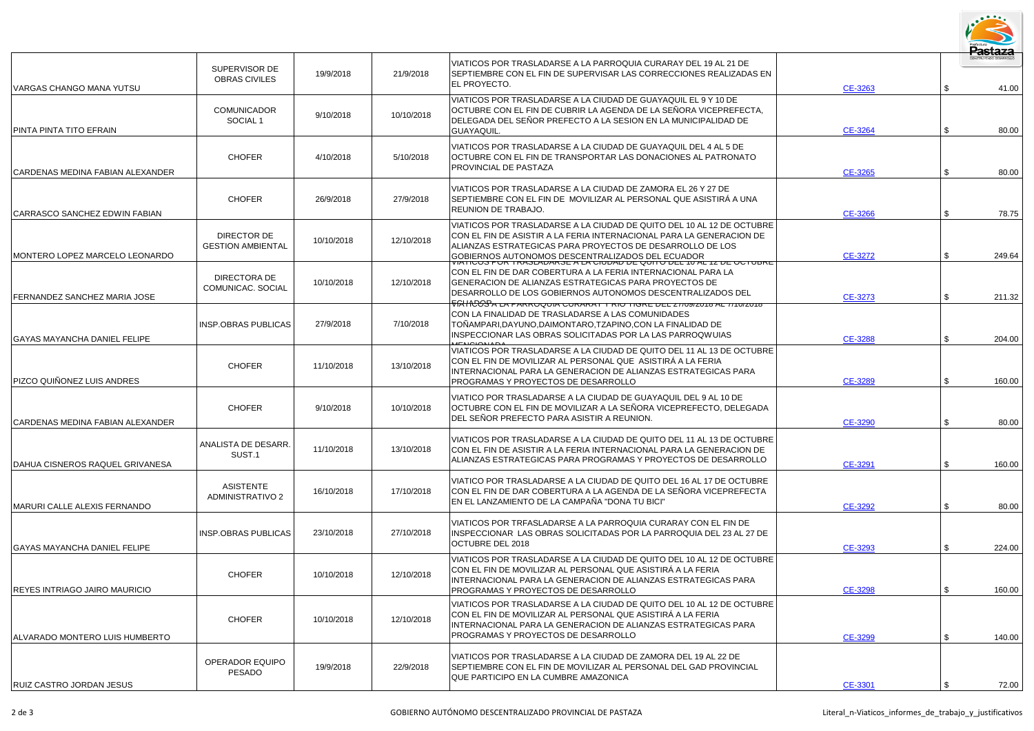| | | | | | | |
|---|---|---|---|---|---|---|
| VARGAS CHANGO MANA YUTSU | SUPERVISOR DE OBRAS CIVILES | 19/9/2018 | 21/9/2018 | VIATICOS POR TRASLADARSE A LA PARROQUIA CURARAY DEL 19 AL 21 DE SEPTIEMBRE CON EL FIN DE SUPERVISAR LAS CORRECCIONES REALIZADAS EN EL PROYECTO. | CE-3263 | $ 41.00 |
| PINTA PINTA TITO EFRAIN | COMUNICADOR SOCIAL 1 | 9/10/2018 | 10/10/2018 | VIATICOS POR TRASLADARSE A LA CIUDAD DE GUAYAQUIL EL 9 Y 10 DE OCTUBRE CON EL FIN DE CUBRIR LA AGENDA DE LA SEÑORA VICEPREFECTA, DELEGADA DEL SEÑOR PREFECTO A LA SESION EN LA MUNICIPALIDAD DE GUAYAQUIL. | CE-3264 | $ 80.00 |
| CARDENAS MEDINA FABIAN ALEXANDER | CHOFER | 4/10/2018 | 5/10/2018 | VIATICOS POR TRASLADARSE A LA CIUDAD DE GUAYAQUIL DEL 4 AL 5 DE OCTUBRE CON EL FIN DE TRANSPORTAR LAS DONACIONES AL PATRONATO PROVINCIAL DE PASTAZA | CE-3265 | $ 80.00 |
| CARRASCO SANCHEZ EDWIN FABIAN | CHOFER | 26/9/2018 | 27/9/2018 | VIATICOS POR TRASLADARSE A LA CIUDAD DE ZAMORA EL 26 Y 27 DE SEPTIEMBRE CON EL FIN DE MOVILIZAR AL PERSONAL QUE ASISTIRÁ A UNA REUNION DE TRABAJO. | CE-3266 | $ 78.75 |
| MONTERO LOPEZ MARCELO LEONARDO | DIRECTOR DE GESTION AMBIENTAL | 10/10/2018 | 12/10/2018 | VIATICOS POR TRASLADARSE A LA CIUDAD DE QUITO DEL 10 AL 12 DE OCTUBRE CON EL FIN DE ASISTIR A LA FERIA INTERNACIONAL PARA LA GENERACION DE ALIANZAS ESTRATEGICAS PARA PROYECTOS DE DESARROLLO DE LOS GOBIERNOS AUTONOMOS DESCENTRALIZADOS DEL ECUADOR | CE-3272 | $ 249.64 |
| FERNANDEZ SANCHEZ MARIA JOSE | DIRECTORA DE COMUNICAC. SOCIAL | 10/10/2018 | 12/10/2018 | VIATICOS POR TRASLADARSE A LA CIUDAD DE QUITO DEL 10 AL 12 DE OCTUBRE CON EL FIN DE DAR COBERTURA A LA FERIA INTERNACIONAL PARA LA GENERACION DE ALIANZAS ESTRATEGICAS PARA PROYECTOS DE DESARROLLO DE LOS GOBIERNOS AUTONOMOS DESCENTRALIZADOS DEL ECUADOR | CE-3273 | $ 211.32 |
| GAYAS MAYANCHA DANIEL FELIPE | INSP.OBRAS PUBLICAS | 27/9/2018 | 7/10/2018 | VIATICOS A LA PARROQUIA CURARAY Y RIO TIGRE DEL 27/09/2018 AL 7/10/2018 CON LA FINALIDAD DE TRASLADARSE A LAS COMUNIDADES TOÑAMPARI,DAYUNO,DAIMONTARO,TZAPINO,CON LA FINALIDAD DE INSPECCIONAR LAS OBRAS SOLICITADAS POR LA LAS PARROQWUIAS MENCIONADA | CE-3288 | $ 204.00 |
| PIZCO QUIÑONEZ LUIS ANDRES | CHOFER | 11/10/2018 | 13/10/2018 | VIATICOS POR TRASLADARSE A LA CIUDAD DE QUITO DEL 11 AL 13 DE OCTUBRE CON EL FIN DE MOVILIZAR AL PERSONAL QUE ASISTIRÁ A LA FERIA INTERNACIONAL PARA LA GENERACION DE ALIANZAS ESTRATEGICAS PARA PROGRAMAS Y PROYECTOS DE DESARROLLO | CE-3289 | $ 160.00 |
| CARDENAS MEDINA FABIAN ALEXANDER | CHOFER | 9/10/2018 | 10/10/2018 | VIATICO POR TRASLADARSE A LA CIUDAD DE GUAYAQUIL DEL 9 AL 10 DE OCTUBRE CON EL FIN DE MOVILIZAR A LA SEÑORA VICEPREFECTO, DELEGADA DEL SEÑOR PREFECTO PARA ASISTIR A REUNION. | CE-3290 | $ 80.00 |
| DAHUA CISNEROS RAQUEL GRIVANESA | ANALISTA DE DESARR. SUST.1 | 11/10/2018 | 13/10/2018 | VIATICOS POR TRASLADARSE A LA CIUDAD DE QUITO DEL 11 AL 13 DE OCTUBRE CON EL FIN DE ASISTIR A LA FERIA INTERNACIONAL PARA LA GENERACION DE ALIANZAS ESTRATEGICAS PARA PROGRAMAS Y PROYECTOS DE DESARROLLO | CE-3291 | $ 160.00 |
| MARURI CALLE ALEXIS FERNANDO | ASISTENTE ADMINISTRATIVO 2 | 16/10/2018 | 17/10/2018 | VIATICO POR TRASLADARSE A LA CIUDAD DE QUITO DEL 16 AL 17 DE OCTUBRE CON EL FIN DE DAR COBERTURA A LA AGENDA DE LA SEÑORA VICEPREFECTA EN EL LANZAMIENTO DE LA CAMPAÑA "DONA TU BICI" | CE-3292 | $ 80.00 |
| GAYAS MAYANCHA DANIEL FELIPE | INSP.OBRAS PUBLICAS | 23/10/2018 | 27/10/2018 | VIATICOS POR TRFASLADARSE A LA PARROQUIA CURARAY CON EL FIN DE INSPECCIONAR LAS OBRAS SOLICITADAS POR LA PARROQUIA DEL 23 AL 27 DE OCTUBRE DEL 2018 | CE-3293 | $ 224.00 |
| REYES INTRIAGO JAIRO MAURICIO | CHOFER | 10/10/2018 | 12/10/2018 | VIATICOS POR TRASLADARSE A LA CIUDAD DE QUITO DEL 10 AL 12 DE OCTUBRE CON EL FIN DE MOVILIZAR AL PERSONAL QUE ASISTIRÁ A LA FERIA INTERNACIONAL PARA LA GENERACION DE ALIANZAS ESTRATEGICAS PARA PROGRAMAS Y PROYECTOS DE DESARROLLO | CE-3298 | $ 160.00 |
| ALVARADO MONTERO LUIS HUMBERTO | CHOFER | 10/10/2018 | 12/10/2018 | VIATICOS POR TRASLADARSE A LA CIUDAD DE QUITO DEL 10 AL 12 DE OCTUBRE CON EL FIN DE MOVILIZAR AL PERSONAL QUE ASISTIRÁ A LA FERIA INTERNACIONAL PARA LA GENERACION DE ALIANZAS ESTRATEGICAS PARA PROGRAMAS Y PROYECTOS DE DESARROLLO | CE-3299 | $ 140.00 |
| RUIZ CASTRO JORDAN JESUS | OPERADOR EQUIPO PESADO | 19/9/2018 | 22/9/2018 | VIATICOS POR TRASLADARSE A LA CIUDAD DE ZAMORA DEL 19 AL 22 DE SEPTIEMBRE CON EL FIN DE MOVILIZAR AL PERSONAL DEL GAD PROVINCIAL QUE PARTICIPO EN LA CUMBRE AMAZONICA | CE-3301 | $ 72.00 |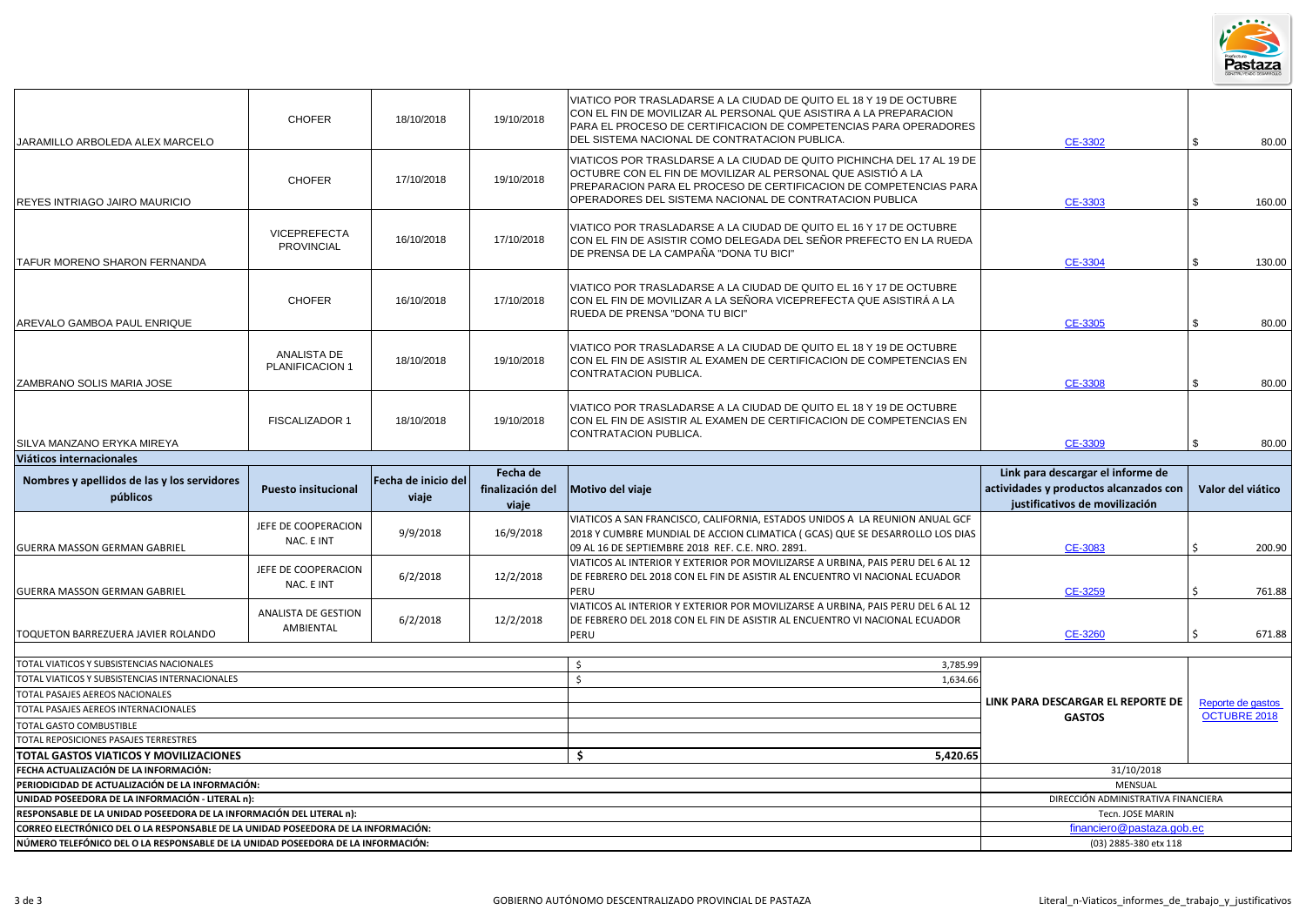| | | | | | | |
|---|---|---|---|---|---|---|
| JARAMILLO ARBOLEDA ALEX MARCELO | CHOFER | 18/10/2018 | 19/10/2018 | VIATICO POR TRASLADARSE A LA CIUDAD DE QUITO EL 18 Y 19 DE OCTUBRE CON EL FIN DE MOVILIZAR AL PERSONAL QUE ASISTIRA A LA PREPARACION PARA EL PROCESO DE CERTIFICACION DE COMPETENCIAS PARA OPERADORES DEL SISTEMA NACIONAL DE CONTRATACION PUBLICA. | CE-3302 | $ 80.00 |
| REYES INTRIAGO JAIRO MAURICIO | CHOFER | 17/10/2018 | 19/10/2018 | VIATICOS POR TRASLDARSE A LA CIUDAD DE QUITO PICHINCHA DEL 17 AL 19 DE OCTUBRE CON EL FIN DE MOVILIZAR AL PERSONAL QUE ASISTIÓ A LA PREPARACION PARA EL PROCESO DE CERTIFICACION DE COMPETENCIAS PARA OPERADORES DEL SISTEMA NACIONAL DE CONTRATACION PUBLICA | CE-3303 | $ 160.00 |
| TAFUR MORENO SHARON FERNANDA | VICEPREFECTA PROVINCIAL | 16/10/2018 | 17/10/2018 | VIATICO POR TRASLADARSE A LA CIUDAD DE QUITO EL 16 Y 17 DE OCTUBRE CON EL FIN DE ASISTIR COMO DELEGADA DEL SEÑOR PREFECTO EN LA RUEDA DE PRENSA DE LA CAMPAÑA "DONA TU BICI" | CE-3304 | $ 130.00 |
| AREVALO GAMBOA PAUL ENRIQUE | CHOFER | 16/10/2018 | 17/10/2018 | VIATICO POR TRASLADARSE A LA CIUDAD DE QUITO EL 16 Y 17 DE OCTUBRE CON EL FIN DE MOVILIZAR A LA SEÑORA VICEPREFECTA QUE ASISTIRÁ A LA RUEDA DE PRENSA "DONA TU BICI" | CE-3305 | $ 80.00 |
| ZAMBRANO SOLIS MARIA JOSE | ANALISTA DE PLANIFICACION 1 | 18/10/2018 | 19/10/2018 | VIATICO POR TRASLADARSE A LA CIUDAD DE QUITO EL 18 Y 19 DE OCTUBRE CON EL FIN DE ASISTIR AL EXAMEN DE CERTIFICACION DE COMPETENCIAS EN CONTRATACION PUBLICA. | CE-3308 | $ 80.00 |
| SILVA MANZANO ERYKA MIREYA | FISCALIZADOR 1 | 18/10/2018 | 19/10/2018 | VIATICO POR TRASLADARSE A LA CIUDAD DE QUITO EL 18 Y 19 DE OCTUBRE CON EL FIN DE ASISTIR AL EXAMEN DE CERTIFICACION DE COMPETENCIAS EN CONTRATACION PUBLICA. | CE-3309 | $ 80.00 |

**Viáticos internacionales**

| Nombres y apellidos de las y los servidores públicos | Puesto insitucional | Fecha de inicio del viaje | Fecha de finalización del viaje | Motivo del viaje | Link para descargar el informe de actividades y productos alcanzados con justificativos de movilización | Valor del viático |
|---|---|---|---|---|---|---|
| GUERRA MASSON GERMAN GABRIEL | JEFE DE COOPERACION NAC. E INT | 9/9/2018 | 16/9/2018 | VIATICOS A SAN FRANCISCO, CALIFORNIA, ESTADOS UNIDOS A LA REUNION ANUAL GCF 2018 Y CUMBRE MUNDIAL DE ACCION CLIMATICA ( GCAS) QUE SE DESARROLLO LOS DIAS 09 AL 16 DE SEPTIEMBRE 2018 REF. C.E. NRO. 2891. | CE-3083 | $ 200.90 |
| GUERRA MASSON GERMAN GABRIEL | JEFE DE COOPERACION NAC. E INT | 6/2/2018 | 12/2/2018 | VIATICOS AL INTERIOR Y EXTERIOR POR MOVILIZARSE A URBINA, PAIS PERU DEL 6 AL 12 DE FEBRERO DEL 2018 CON EL FIN DE ASISTIR AL ENCUENTRO VI NACIONAL ECUADOR PERU | CE-3259 | $ 761.88 |
| TOQUETON BARREZUERA JAVIER ROLANDO | ANALISTA DE GESTION AMBIENTAL | 6/2/2018 | 12/2/2018 | VIATICOS AL INTERIOR Y EXTERIOR POR MOVILIZARSE A URBINA, PAIS PERU DEL 6 AL 12 DE FEBRERO DEL 2018 CON EL FIN DE ASISTIR AL ENCUENTRO VI NACIONAL ECUADOR PERU | CE-3260 | $ 671.88 |

| | | | |
|---|---|---|---|
| TOTAL VIATICOS Y SUBSISTENCIAS NACIONALES | $ 3,785.99 | LINK PARA DESCARGAR EL REPORTE DE GASTOS | Reporte de gastos OCTUBRE 2018 |
| TOTAL VIATICOS Y SUBSISTENCIAS INTERNACIONALES | $ 1,634.66 | | |
| TOTAL PASAJES AEREOS NACIONALES | | | |
| TOTAL PASAJES AEREOS INTERNACIONALES | | | |
| TOTAL GASTO COMBUSTIBLE | | | |
| TOTAL REPOSICIONES PASAJES TERRESTRES | | | |
| **TOTAL GASTOS VIATICOS Y MOVILIZACIONES** | **$ 5,420.65** | | |

| | |
|---|---|
| **FECHA ACTUALIZACIÓN DE LA INFORMACIÓN:** | 31/10/2018 |
| **PERIODICIDAD DE ACTUALIZACIÓN DE LA INFORMACIÓN:** | MENSUAL |
| **UNIDAD POSEEDORA DE LA INFORMACIÓN - LITERAL n):** | DIRECCIÓN ADMINISTRATIVA FINANCIERA |
| **RESPONSABLE DE LA UNIDAD POSEEDORA DE LA INFORMACIÓN DEL LITERAL n):** | Tecn. JOSE MARIN |
| **CORREO ELECTRÓNICO DEL O LA RESPONSABLE DE LA UNIDAD POSEEDORA DE LA INFORMACIÓN:** | financiero@pastaza.gob.ec |
| **NÚMERO TELEFÓNICO DEL O LA RESPONSABLE DE LA UNIDAD POSEEDORA DE LA INFORMACIÓN:** | (03) 2885-380 etx 118 |